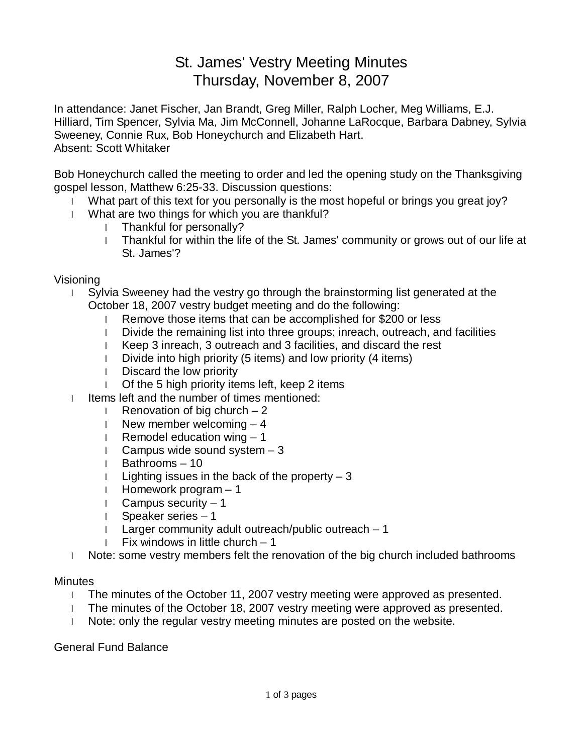# St. James' Vestry Meeting Minutes
## Thursday, November 8, 2007

In attendance: Janet Fischer, Jan Brandt, Greg Miller, Ralph Locher, Meg Williams, E.J. Hilliard, Tim Spencer, Sylvia Ma, Jim McConnell, Johanne LaRocque, Barbara Dabney, Sylvia Sweeney, Connie Rux, Bob Honeychurch and Elizabeth Hart.
Absent: Scott Whitaker

Bob Honeychurch called the meeting to order and led the opening study on the Thanksgiving gospel lesson, Matthew 6:25-33. Discussion questions:

- What part of this text for you personally is the most hopeful or brings you great joy?
- What are two things for which you are thankful?
  - Thankful for personally?
  - Thankful for within the life of the St. James' community or grows out of our life at St. James'?

Visioning

- Sylvia Sweeney had the vestry go through the brainstorming list generated at the October 18, 2007 vestry budget meeting and do the following:
  - Remove those items that can be accomplished for $200 or less
  - Divide the remaining list into three groups: inreach, outreach, and facilities
  - Keep 3 inreach, 3 outreach and 3 facilities, and discard the rest
  - Divide into high priority (5 items) and low priority (4 items)
  - Discard the low priority
  - Of the 5 high priority items left, keep 2 items
- Items left and the number of times mentioned:
  - Renovation of big church – 2
  - New member welcoming – 4
  - Remodel education wing – 1
  - Campus wide sound system – 3
  - Bathrooms – 10
  - Lighting issues in the back of the property – 3
  - Homework program – 1
  - Campus security – 1
  - Speaker series – 1
  - Larger community adult outreach/public outreach – 1
  - Fix windows in little church – 1
- Note: some vestry members felt the renovation of the big church included bathrooms

Minutes

- The minutes of the October 11, 2007 vestry meeting were approved as presented.
- The minutes of the October 18, 2007 vestry meeting were approved as presented.
- Note: only the regular vestry meeting minutes are posted on the website.

General Fund Balance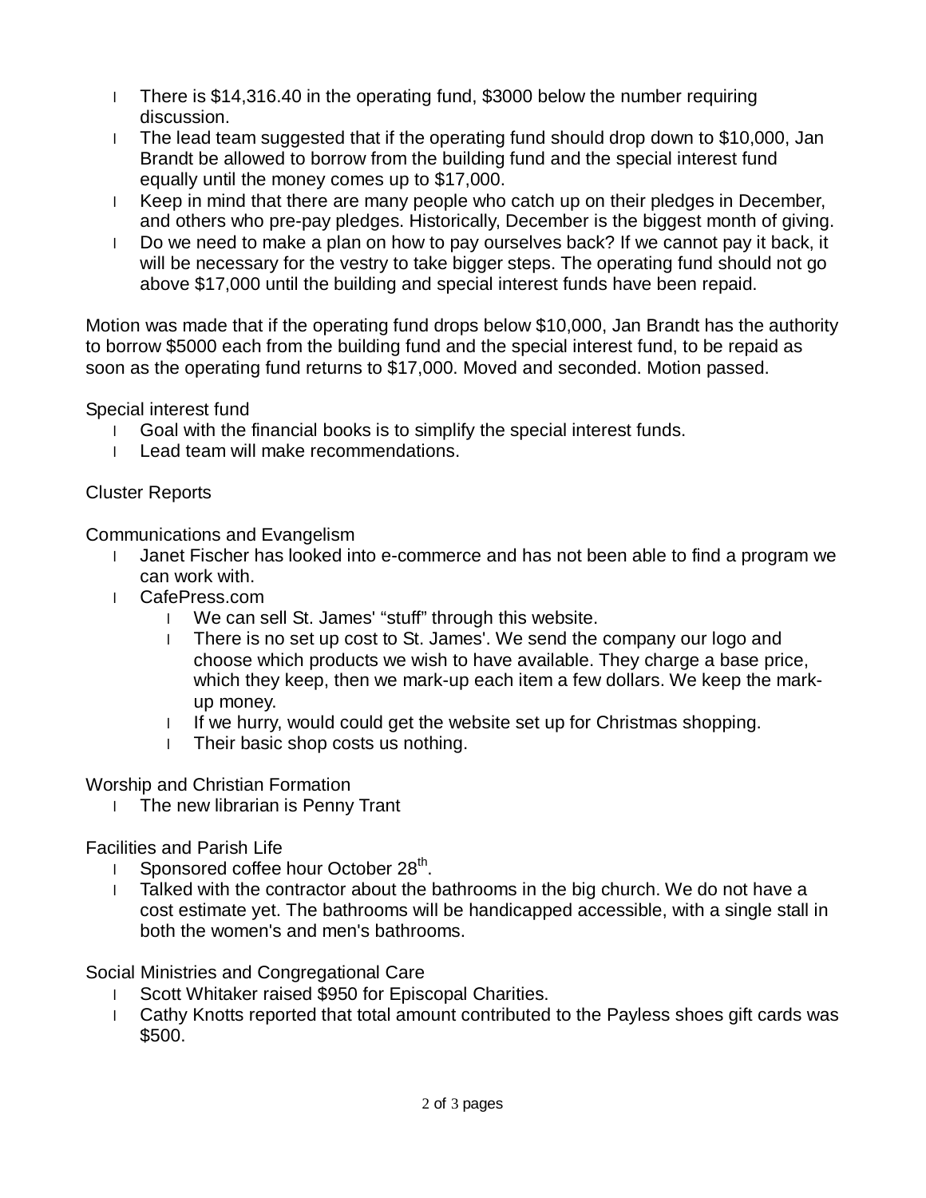- There is $14,316.40 in the operating fund, $3000 below the number requiring discussion.
- The lead team suggested that if the operating fund should drop down to $10,000, Jan Brandt be allowed to borrow from the building fund and the special interest fund equally until the money comes up to $17,000.
- Keep in mind that there are many people who catch up on their pledges in December, and others who pre-pay pledges. Historically, December is the biggest month of giving.
- Do we need to make a plan on how to pay ourselves back? If we cannot pay it back, it will be necessary for the vestry to take bigger steps. The operating fund should not go above $17,000 until the building and special interest funds have been repaid.

Motion was made that if the operating fund drops below $10,000, Jan Brandt has the authority to borrow $5000 each from the building fund and the special interest fund, to be repaid as soon as the operating fund returns to $17,000. Moved and seconded. Motion passed.

Special interest fund

- Goal with the financial books is to simplify the special interest funds.
- Lead team will make recommendations.

Cluster Reports

Communications and Evangelism

- Janet Fischer has looked into e-commerce and has not been able to find a program we can work with.
- CafePress.com
  - We can sell St. James' "stuff" through this website.
  - There is no set up cost to St. James'. We send the company our logo and choose which products we wish to have available. They charge a base price, which they keep, then we mark-up each item a few dollars. We keep the mark-up money.
  - If we hurry, would could get the website set up for Christmas shopping.
  - Their basic shop costs us nothing.

Worship and Christian Formation

- The new librarian is Penny Trant

Facilities and Parish Life

- Sponsored coffee hour October 28th.
- Talked with the contractor about the bathrooms in the big church. We do not have a cost estimate yet. The bathrooms will be handicapped accessible, with a single stall in both the women's and men's bathrooms.

Social Ministries and Congregational Care

- Scott Whitaker raised $950 for Episcopal Charities.
- Cathy Knotts reported that total amount contributed to the Payless shoes gift cards was $500.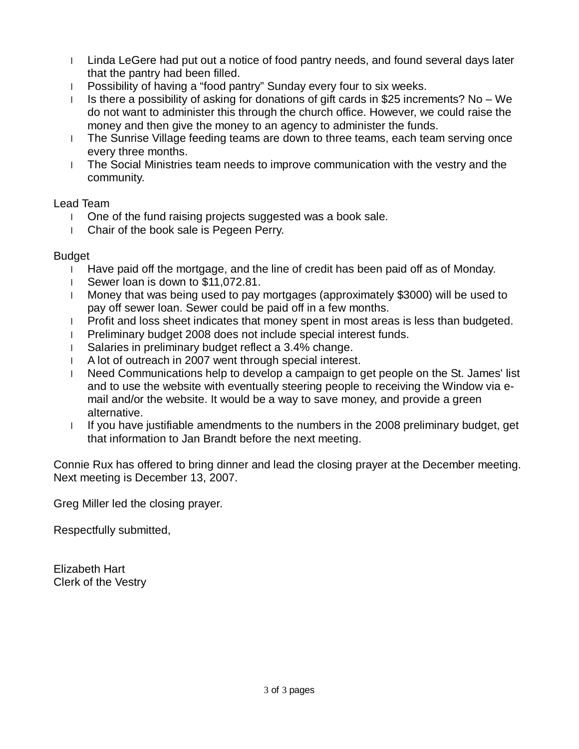- Linda LeGere had put out a notice of food pantry needs, and found several days later that the pantry had been filled.
- Possibility of having a "food pantry" Sunday every four to six weeks.
- Is there a possibility of asking for donations of gift cards in $25 increments? No – We do not want to administer this through the church office. However, we could raise the money and then give the money to an agency to administer the funds.
- The Sunrise Village feeding teams are down to three teams, each team serving once every three months.
- The Social Ministries team needs to improve communication with the vestry and the community.

Lead Team

- One of the fund raising projects suggested was a book sale.
- Chair of the book sale is Pegeen Perry.

Budget

- Have paid off the mortgage, and the line of credit has been paid off as of Monday.
- Sewer loan is down to $11,072.81.
- Money that was being used to pay mortgages (approximately $3000) will be used to pay off sewer loan. Sewer could be paid off in a few months.
- Profit and loss sheet indicates that money spent in most areas is less than budgeted.
- Preliminary budget 2008 does not include special interest funds.
- Salaries in preliminary budget reflect a 3.4% change.
- A lot of outreach in 2007 went through special interest.
- Need Communications help to develop a campaign to get people on the St. James' list and to use the website with eventually steering people to receiving the Window via e-mail and/or the website. It would be a way to save money, and provide a green alternative.
- If you have justifiable amendments to the numbers in the 2008 preliminary budget, get that information to Jan Brandt before the next meeting.

Connie Rux has offered to bring dinner and lead the closing prayer at the December meeting. Next meeting is December 13, 2007.

Greg Miller led the closing prayer.

Respectfully submitted,

Elizabeth Hart
Clerk of the Vestry